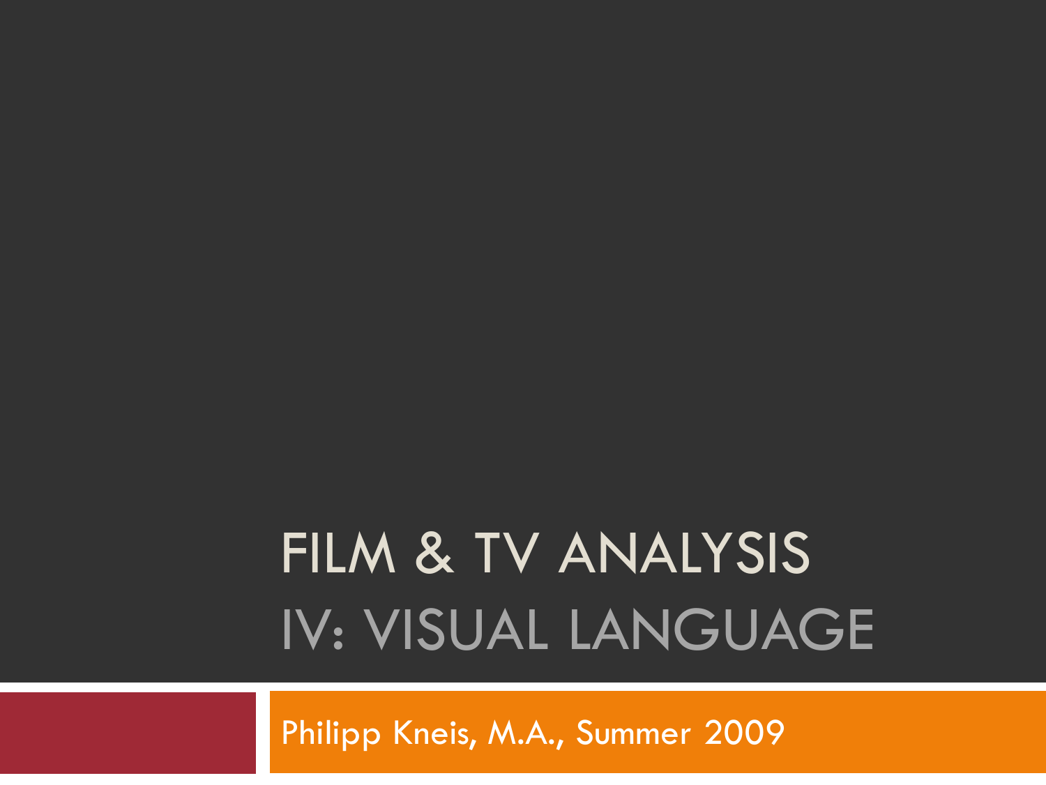# FILM & TV ANALYSIS

## IV: VISUAL LANGUAGE

Philipp Kneis, M.A., Summer 2009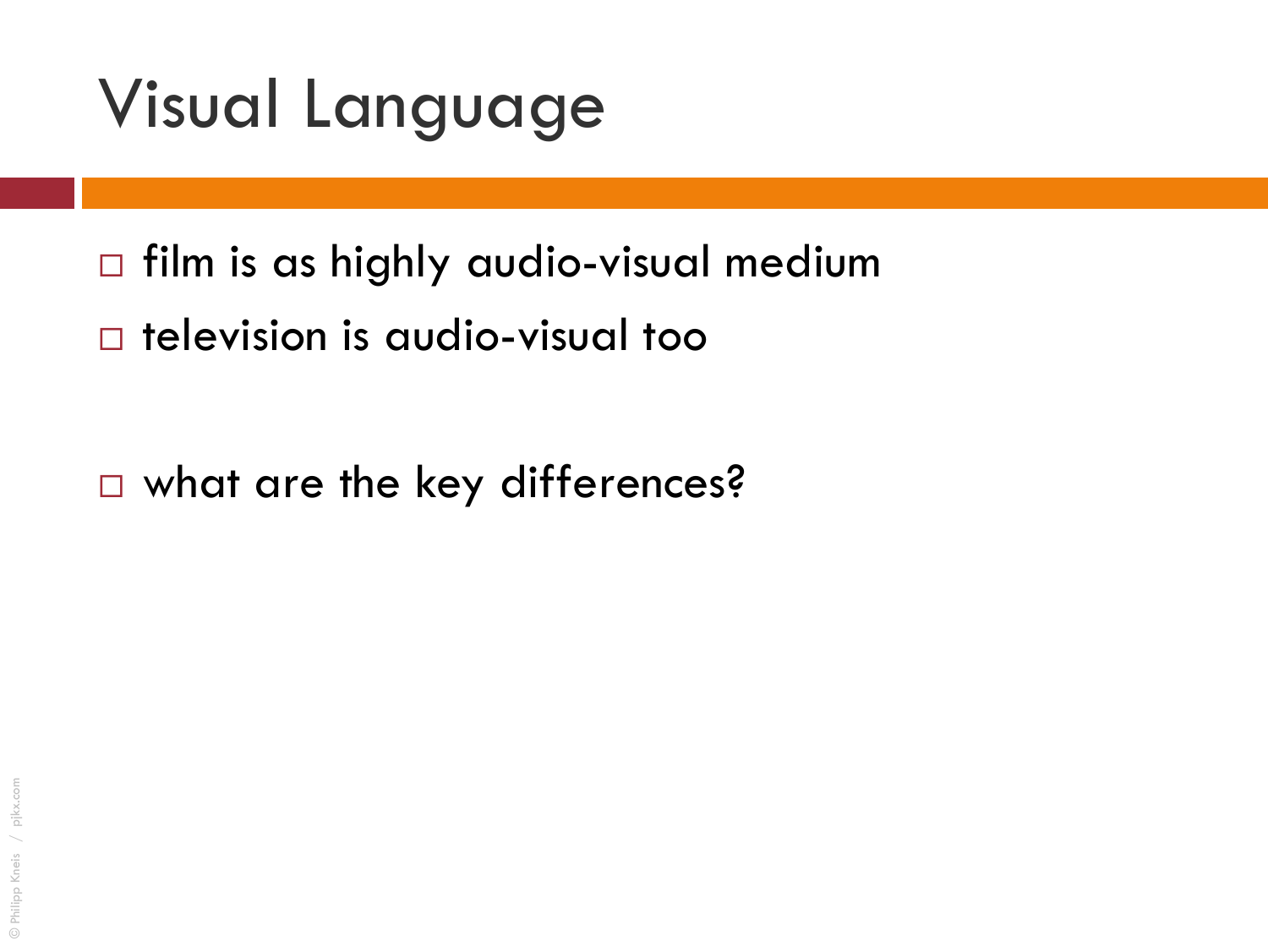# Visual Language

- film is as highly audio-visual medium
- television is audio-visual too

- what are the key differences?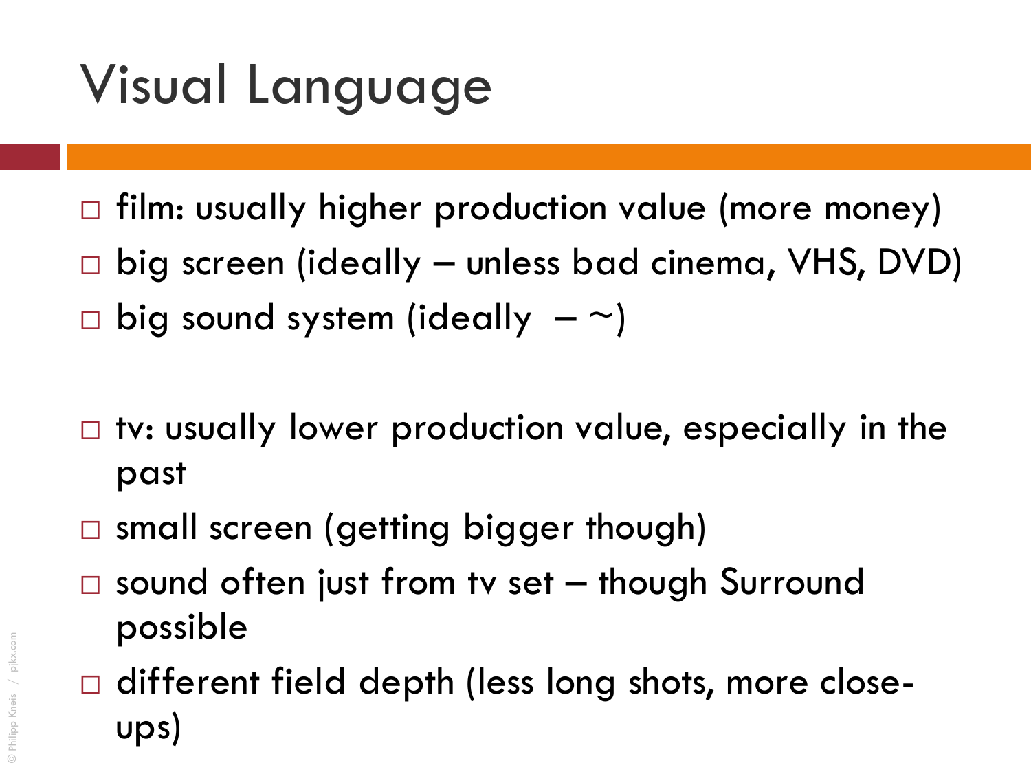# Visual Language

- film: usually higher production value (more money)
- big screen (ideally – unless bad cinema, VHS, DVD)
- big sound system (ideally – ~)

- tv: usually lower production value, especially in the past
- small screen (getting bigger though)
- sound often just from tv set – though Surround possible
- different field depth (less long shots, more close-ups)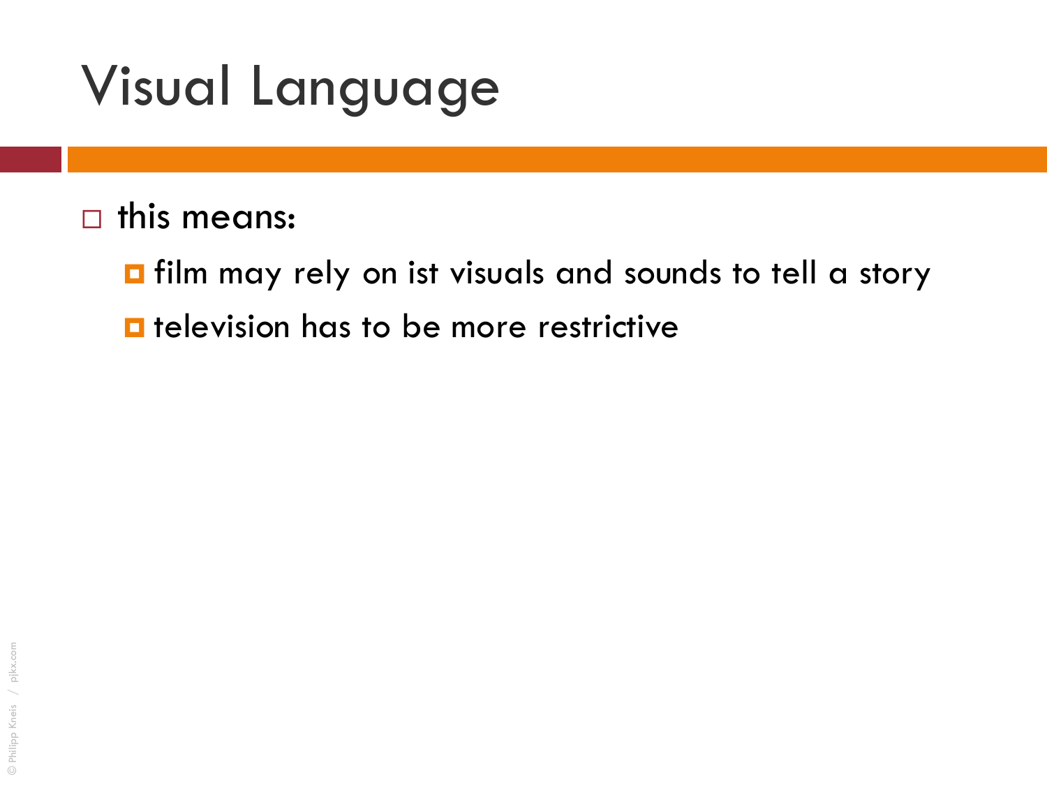# Visual Language

- this means:
  - film may rely on ist visuals and sounds to tell a story
  - television has to be more restrictive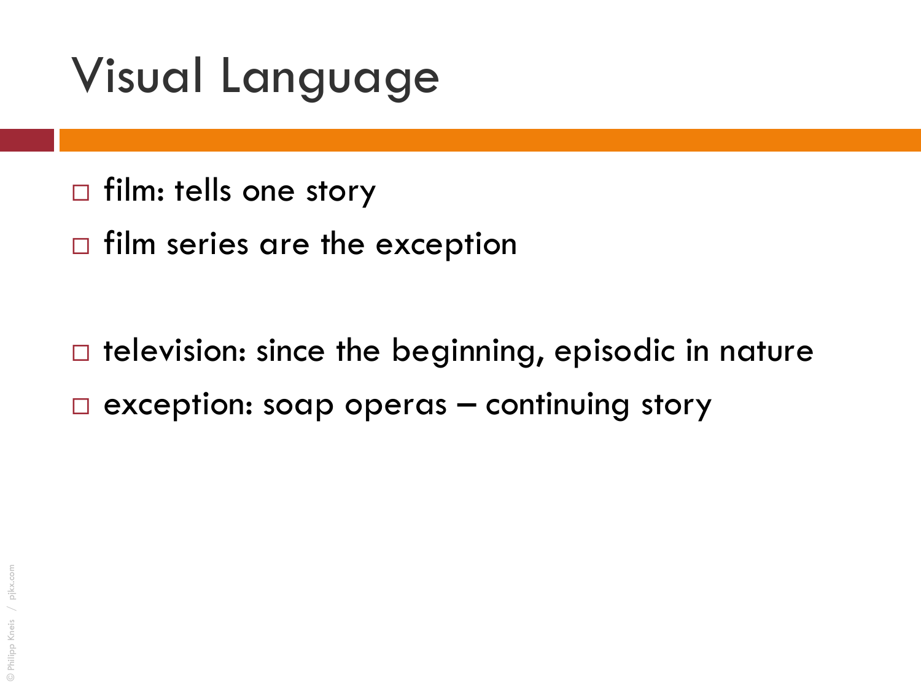# Visual Language

- film: tells one story
- film series are the exception

- television: since the beginning, episodic in nature
- exception: soap operas – continuing story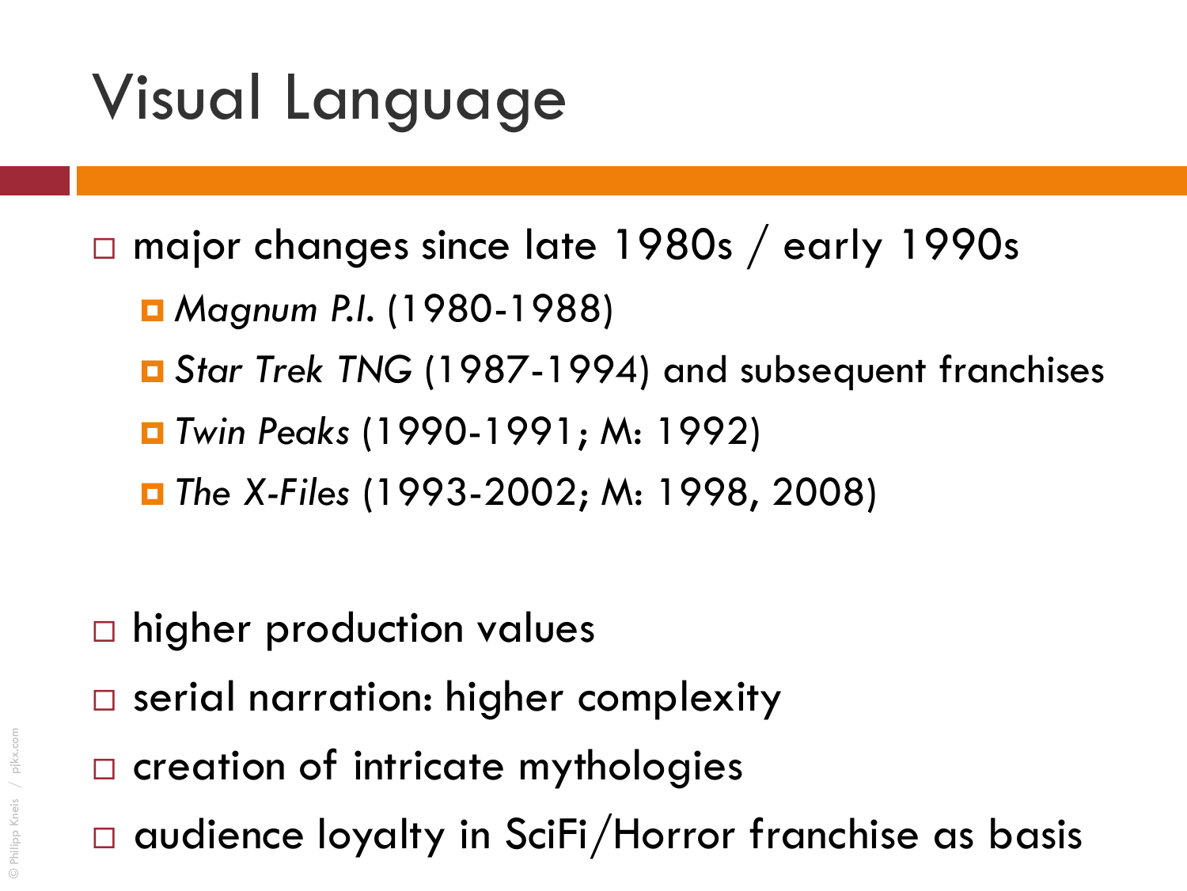# Visual Language

- major changes since late 1980s / early 1990s
  - *Magnum P.I.* (1980-1988)
  - *Star Trek TNG* (1987-1994) and subsequent franchises
  - *Twin Peaks* (1990-1991; M: 1992)
  - *The X-Files* (1993-2002; M: 1998, 2008)

- higher production values
- serial narration: higher complexity
- creation of intricate mythologies
- audience loyalty in SciFi/Horror franchise as basis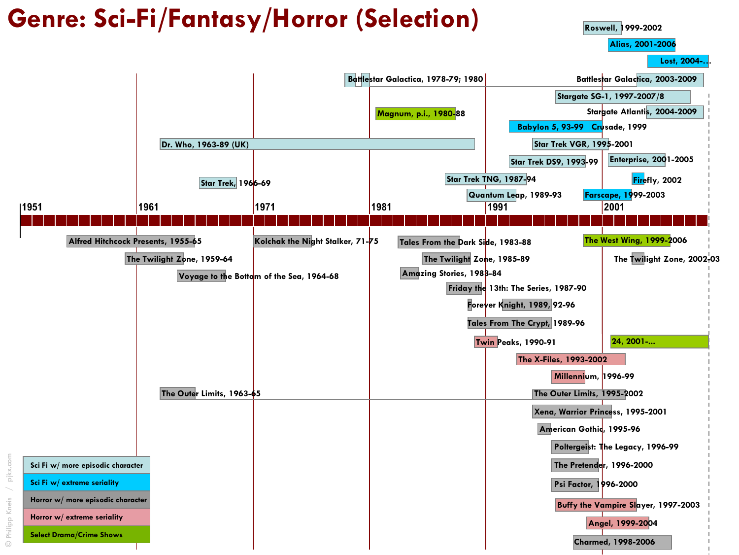# Genre: Sci-Fi/Fantasy/Horror (Selection)

Roswell, 1999-2002

Alias, 2001-2006

Lost, 2004-...

Battlestar Galactica, 1978-79; 1980

Battlestar Galactica, 2003-2009

Stargate SG-1, 1997-2007/8

Magnum, p.i., 1980-88

Stargate Atlantis, 2004-2009

Babylon 5, 93-99

Crusade, 1999

Dr. Who, 1963-89 (UK)

Star Trek VGR, 1995-2001

Star Trek DS9, 1993-99

Enterprise, 2001-2005

Star Trek, 1966-69

Star Trek TNG, 1987-94

Firefly, 2002

Quantum Leap, 1989-93

Farscape, 1999-2003

1951 | 1961 | 1971 | 1981 | 1991 | 2001

Alfred Hitchcock Presents, 1955-65

Kolchak the Night Stalker, 71-75

Tales From the Dark Side, 1983-88

The West Wing, 1999-2006

The Twilight Zone, 1959-64

The Twilight Zone, 1985-89

The Twilight Zone, 2002-03

Voyage to the Bottom of the Sea, 1964-68

Amazing Stories, 1983-84

Friday the 13th: The Series, 1987-90

Forever Knight, 1989, 92-96

Tales From The Crypt, 1989-96

Twin Peaks, 1990-91

24, 2001-...

The X-Files, 1993-2002

Millennium, 1996-99

The Outer Limits, 1963-65

The Outer Limits, 1995-2002

Xena, Warrior Princess, 1995-2001

American Gothic, 1995-96

Poltergeist: The Legacy, 1996-99

The Pretender, 1996-2000

Psi Factor, 1996-2000

Buffy the Vampire Slayer, 1997-2003

Angel, 1999-2004

Charmed, 1998-2006

- Sci Fi w/ more episodic character
- Sci Fi w/ extreme seriality
- Horror w/ more episodic character
- Horror w/ extreme seriality
- Select Drama/Crime Shows

© Philipp Kneis / pjkx.com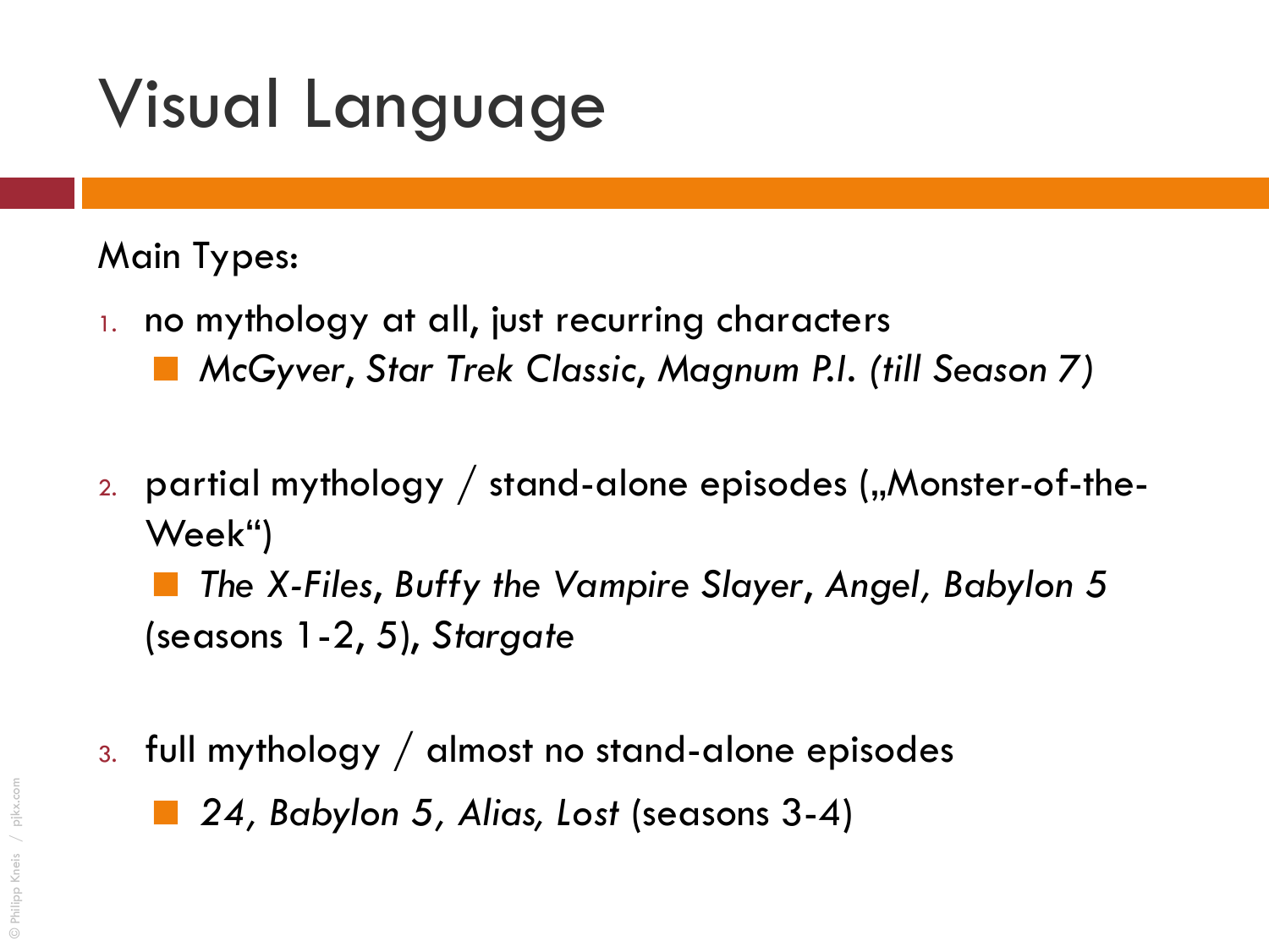# Visual Language

Main Types:

1. no mythology at all, just recurring characters
   - *McGyver*, *Star Trek Classic*, *Magnum P.I. (till Season 7)*

2. partial mythology / stand-alone episodes („Monster-of-the-Week“)
   - *The X-Files*, *Buffy the Vampire Slayer*, *Angel*, *Babylon 5* (seasons 1-2, 5), *Stargate*

3. full mythology / almost no stand-alone episodes
   - *24*, *Babylon 5*, *Alias*, *Lost* (seasons 3-4)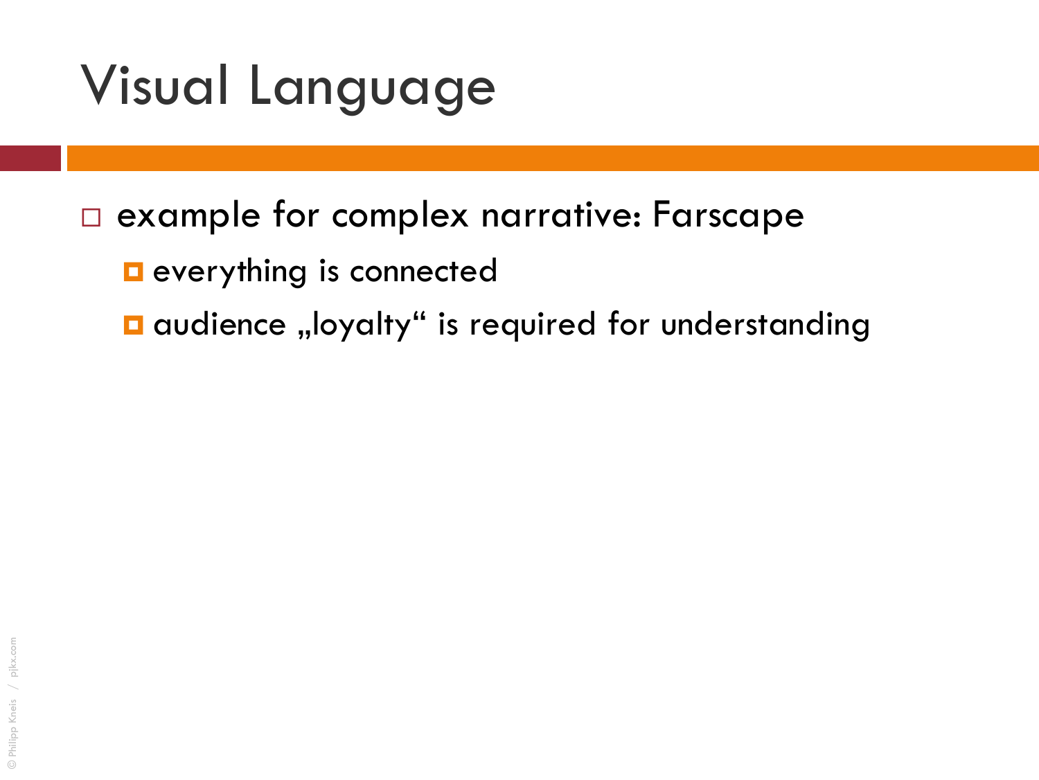# Visual Language

- example for complex narrative: Farscape
  - everything is connected
  - audience „loyalty“ is required for understanding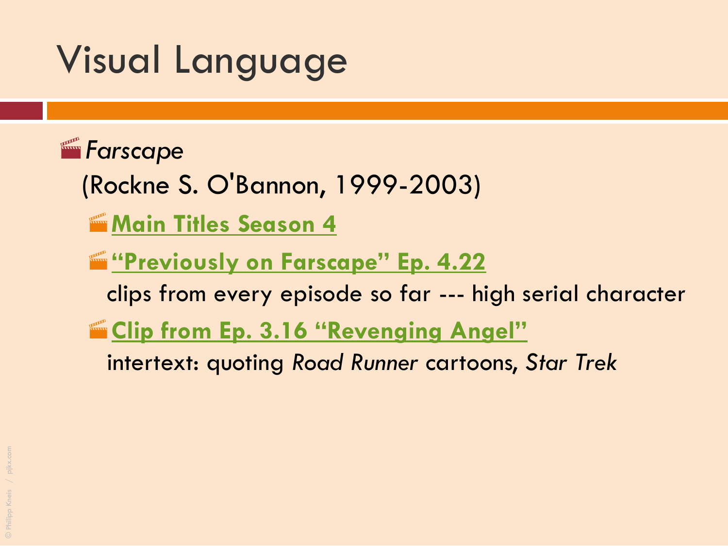# Visual Language

- *Farscape*
  (Rockne S. O'Bannon, 1999-2003)
  - **Main Titles Season 4**
  - **"Previously on Farscape" Ep. 4.22**
    clips from every episode so far --- high serial character
  - **Clip from Ep. 3.16 "Revenging Angel"**
    intertext: quoting *Road Runner* cartoons, *Star Trek*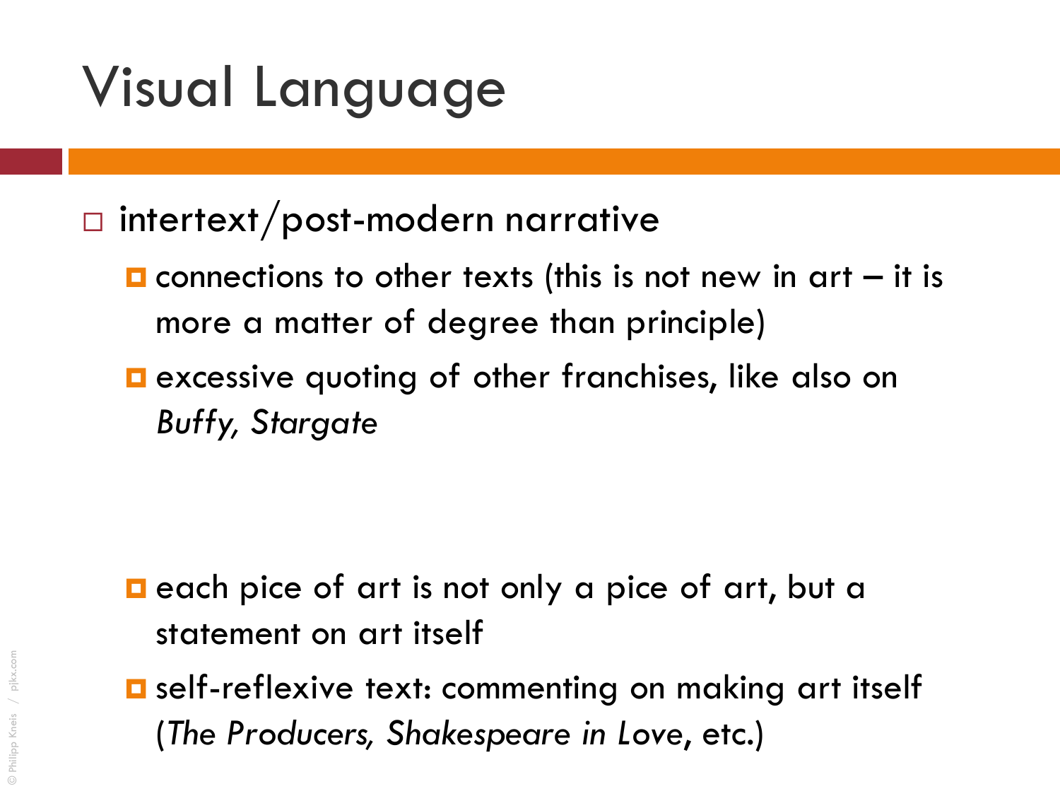# Visual Language

- intertext/post-modern narrative
  - connections to other texts (this is not new in art – it is more a matter of degree than principle)
  - excessive quoting of other franchises, like also on *Buffy, Stargate*
  - each pice of art is not only a pice of art, but a statement on art itself
  - self-reflexive text: commenting on making art itself (*The Producers, Shakespeare in Love*, etc.)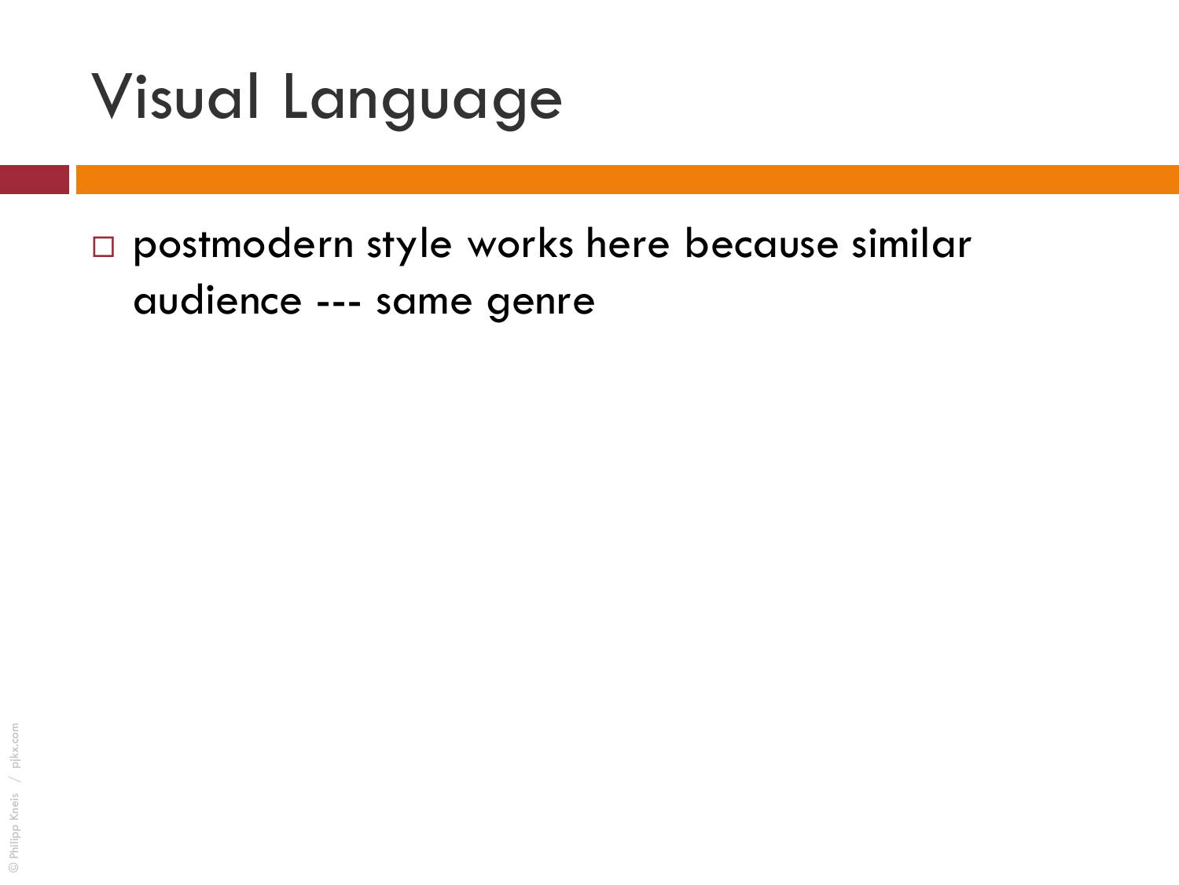# Visual Language

- postmodern style works here because similar audience --- same genre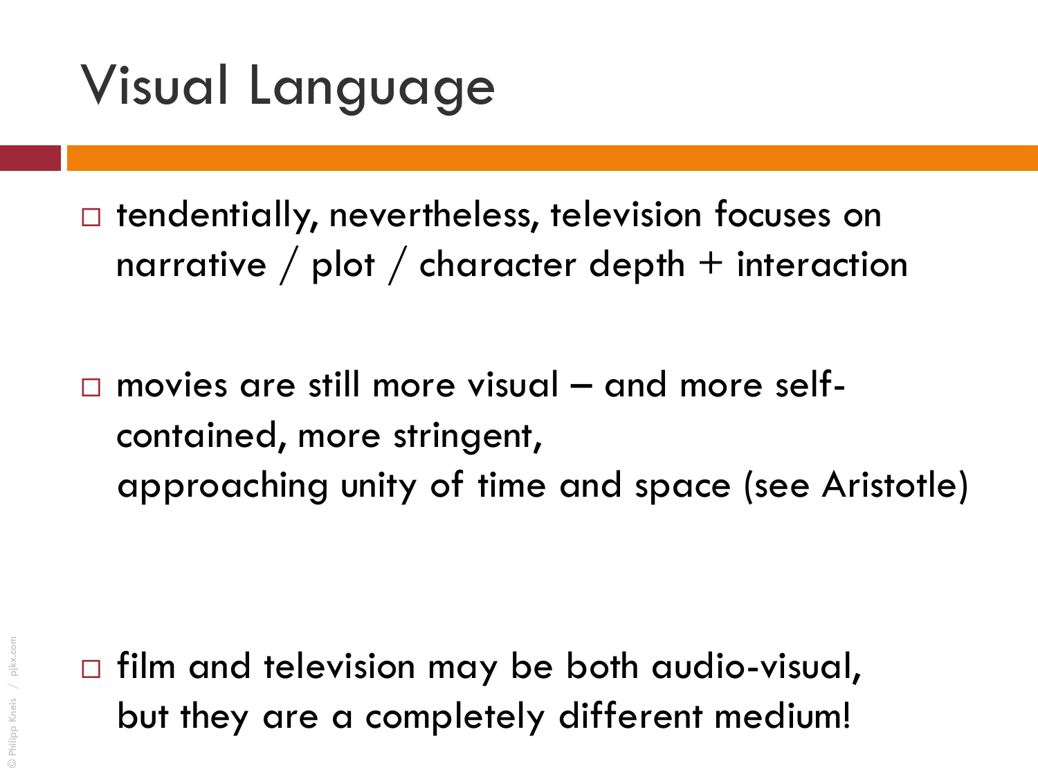# Visual Language

- tendentially, nevertheless, television focuses on narrative / plot / character depth + interaction

- movies are still more visual – and more self-contained, more stringent, 
  approaching unity of time and space (see Aristotle)

- film and television may be both audio-visual, but they are a completely different medium!